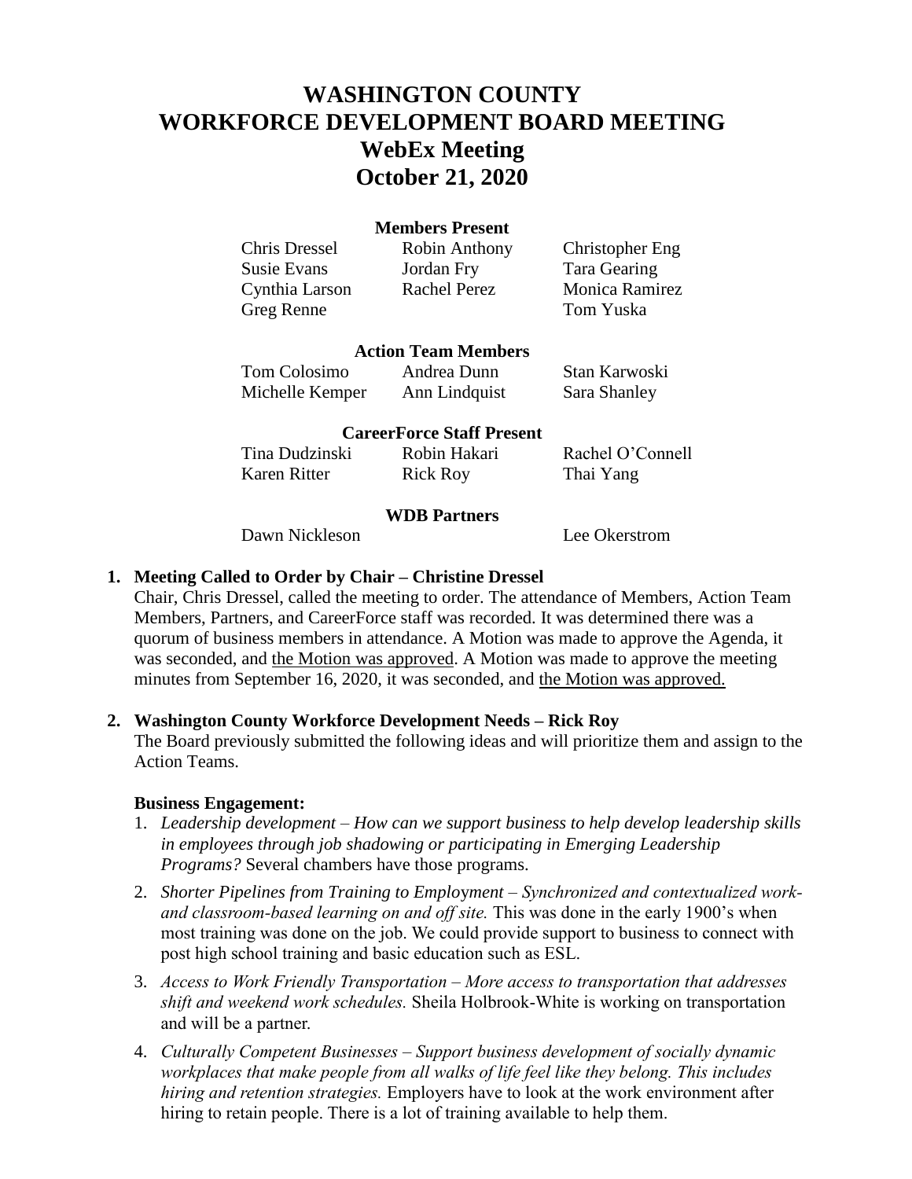# WASHINGTON COUNTY WORKFORCE DEVELOPMENT BOARD MEETING WebEx Meeting October 21, 2020

**Members Present**

| | | |
|---|---|---|
| Chris Dressel | Robin Anthony | Christopher Eng |
| Susie Evans | Jordan Fry | Tara Gearing |
| Cynthia Larson | Rachel Perez | Monica Ramirez |
| Greg Renne | | Tom Yuska |

**Action Team Members**

| | | |
|---|---|---|
| Tom Colosimo | Andrea Dunn | Stan Karwoski |
| Michelle Kemper | Ann Lindquist | Sara Shanley |

**CareerForce Staff Present**

| | | |
|---|---|---|
| Tina Dudzinski | Robin Hakari | Rachel O'Connell |
| Karen Ritter | Rick Roy | Thai Yang |

**WDB Partners**

| | |
|---|---|
| Dawn Nickleson | Lee Okerstrom |

**1. Meeting Called to Order by Chair – Christine Dressel**

Chair, Chris Dressel, called the meeting to order. The attendance of Members, Action Team Members, Partners, and CareerForce staff was recorded. It was determined there was a quorum of business members in attendance. A Motion was made to approve the Agenda, it was seconded, and the Motion was approved. A Motion was made to approve the meeting minutes from September 16, 2020, it was seconded, and the Motion was approved.

**2. Washington County Workforce Development Needs – Rick Roy**

The Board previously submitted the following ideas and will prioritize them and assign to the Action Teams.

**Business Engagement:**

1. *Leadership development – How can we support business to help develop leadership skills in employees through job shadowing or participating in Emerging Leadership Programs?* Several chambers have those programs.
2. *Shorter Pipelines from Training to Employment – Synchronized and contextualized work- and classroom-based learning on and off site.* This was done in the early 1900's when most training was done on the job. We could provide support to business to connect with post high school training and basic education such as ESL.
3. *Access to Work Friendly Transportation – More access to transportation that addresses shift and weekend work schedules.* Sheila Holbrook-White is working on transportation and will be a partner.
4. *Culturally Competent Businesses – Support business development of socially dynamic workplaces that make people from all walks of life feel like they belong. This includes hiring and retention strategies.* Employers have to look at the work environment after hiring to retain people. There is a lot of training available to help them.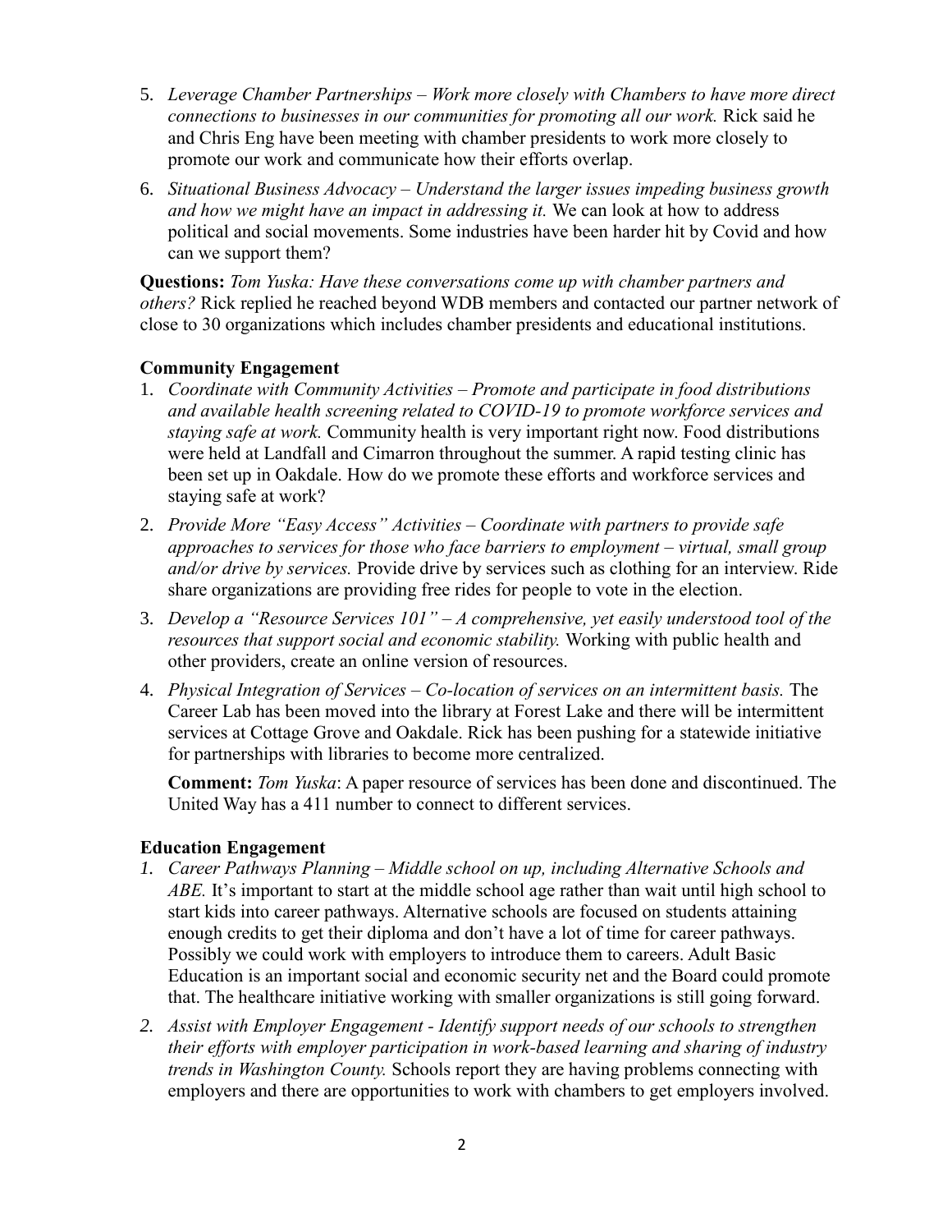5. *Leverage Chamber Partnerships – Work more closely with Chambers to have more direct connections to businesses in our communities for promoting all our work.* Rick said he and Chris Eng have been meeting with chamber presidents to work more closely to promote our work and communicate how their efforts overlap.
6. *Situational Business Advocacy – Understand the larger issues impeding business growth and how we might have an impact in addressing it.* We can look at how to address political and social movements. Some industries have been harder hit by Covid and how can we support them?

**Questions:** *Tom Yuska: Have these conversations come up with chamber partners and others?* Rick replied he reached beyond WDB members and contacted our partner network of close to 30 organizations which includes chamber presidents and educational institutions.

**Community Engagement**

1. *Coordinate with Community Activities – Promote and participate in food distributions and available health screening related to COVID-19 to promote workforce services and staying safe at work.* Community health is very important right now. Food distributions were held at Landfall and Cimarron throughout the summer. A rapid testing clinic has been set up in Oakdale. How do we promote these efforts and workforce services and staying safe at work?
2. *Provide More "Easy Access" Activities – Coordinate with partners to provide safe approaches to services for those who face barriers to employment – virtual, small group and/or drive by services.* Provide drive by services such as clothing for an interview. Ride share organizations are providing free rides for people to vote in the election.
3. *Develop a "Resource Services 101" – A comprehensive, yet easily understood tool of the resources that support social and economic stability.* Working with public health and other providers, create an online version of resources.
4. *Physical Integration of Services – Co-location of services on an intermittent basis.* The Career Lab has been moved into the library at Forest Lake and there will be intermittent services at Cottage Grove and Oakdale. Rick has been pushing for a statewide initiative for partnerships with libraries to become more centralized.

   **Comment:** *Tom Yuska*: A paper resource of services has been done and discontinued. The United Way has a 411 number to connect to different services.

**Education Engagement**

1. *Career Pathways Planning – Middle school on up, including Alternative Schools and ABE.* It's important to start at the middle school age rather than wait until high school to start kids into career pathways. Alternative schools are focused on students attaining enough credits to get their diploma and don't have a lot of time for career pathways. Possibly we could work with employers to introduce them to careers. Adult Basic Education is an important social and economic security net and the Board could promote that. The healthcare initiative working with smaller organizations is still going forward.
2. *Assist with Employer Engagement - Identify support needs of our schools to strengthen their efforts with employer participation in work-based learning and sharing of industry trends in Washington County.* Schools report they are having problems connecting with employers and there are opportunities to work with chambers to get employers involved.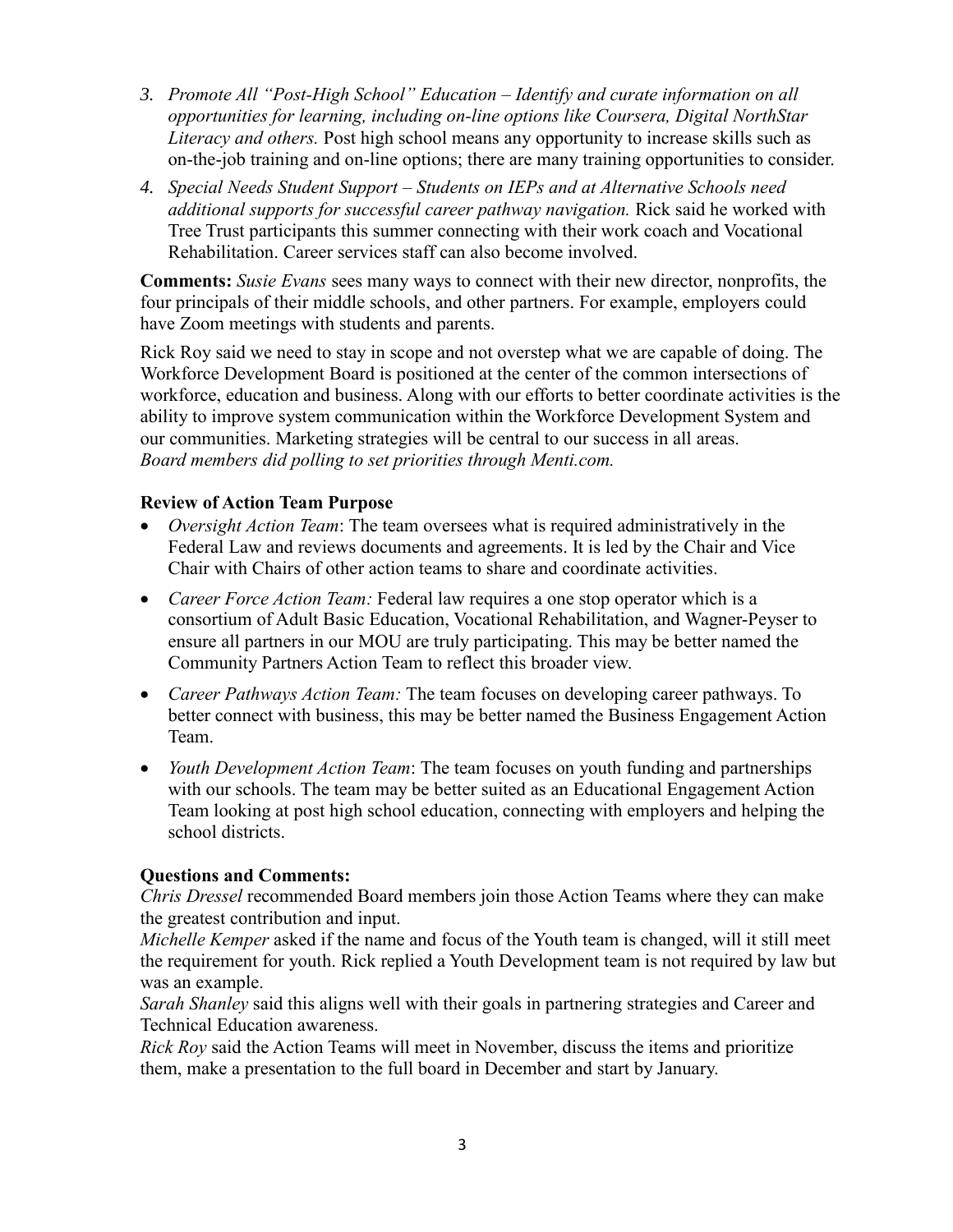3. *Promote All "Post-High School" Education – Identify and curate information on all opportunities for learning, including on-line options like Coursera, Digital NorthStar Literacy and others.* Post high school means any opportunity to increase skills such as on-the-job training and on-line options; there are many training opportunities to consider.
4. *Special Needs Student Support – Students on IEPs and at Alternative Schools need additional supports for successful career pathway navigation.* Rick said he worked with Tree Trust participants this summer connecting with their work coach and Vocational Rehabilitation. Career services staff can also become involved.

**Comments:** *Susie Evans* sees many ways to connect with their new director, nonprofits, the four principals of their middle schools, and other partners. For example, employers could have Zoom meetings with students and parents.

Rick Roy said we need to stay in scope and not overstep what we are capable of doing. The Workforce Development Board is positioned at the center of the common intersections of workforce, education and business. Along with our efforts to better coordinate activities is the ability to improve system communication within the Workforce Development System and our communities. Marketing strategies will be central to our success in all areas.
*Board members did polling to set priorities through Menti.com.*

**Review of Action Team Purpose**

- *Oversight Action Team*: The team oversees what is required administratively in the Federal Law and reviews documents and agreements. It is led by the Chair and Vice Chair with Chairs of other action teams to share and coordinate activities.
- *Career Force Action Team:* Federal law requires a one stop operator which is a consortium of Adult Basic Education, Vocational Rehabilitation, and Wagner-Peyser to ensure all partners in our MOU are truly participating. This may be better named the Community Partners Action Team to reflect this broader view.
- *Career Pathways Action Team:* The team focuses on developing career pathways. To better connect with business, this may be better named the Business Engagement Action Team.
- *Youth Development Action Team*: The team focuses on youth funding and partnerships with our schools. The team may be better suited as an Educational Engagement Action Team looking at post high school education, connecting with employers and helping the school districts.

**Questions and Comments:**
*Chris Dressel* recommended Board members join those Action Teams where they can make the greatest contribution and input.
*Michelle Kemper* asked if the name and focus of the Youth team is changed, will it still meet the requirement for youth. Rick replied a Youth Development team is not required by law but was an example.
*Sarah Shanley* said this aligns well with their goals in partnering strategies and Career and Technical Education awareness.
*Rick Roy* said the Action Teams will meet in November, discuss the items and prioritize them, make a presentation to the full board in December and start by January.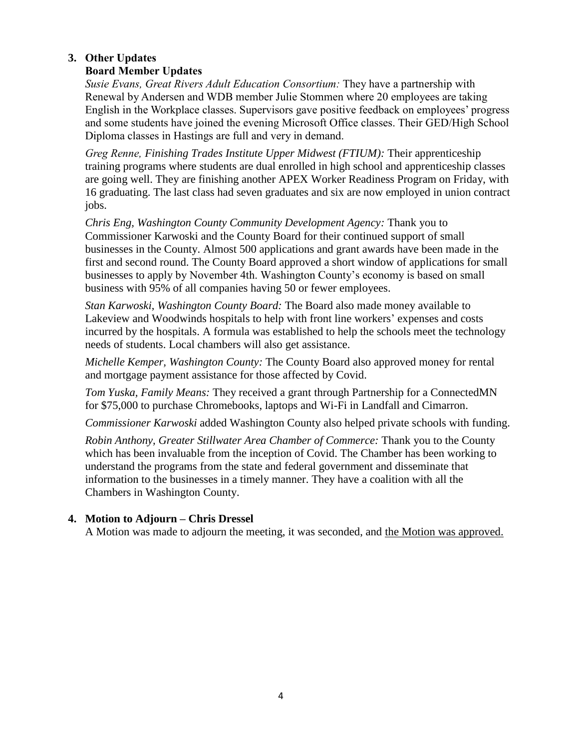**3. Other Updates**

**Board Member Updates**

*Susie Evans, Great Rivers Adult Education Consortium:* They have a partnership with Renewal by Andersen and WDB member Julie Stommen where 20 employees are taking English in the Workplace classes. Supervisors gave positive feedback on employees' progress and some students have joined the evening Microsoft Office classes. Their GED/High School Diploma classes in Hastings are full and very in demand.

*Greg Renne, Finishing Trades Institute Upper Midwest (FTIUM):* Their apprenticeship training programs where students are dual enrolled in high school and apprenticeship classes are going well. They are finishing another APEX Worker Readiness Program on Friday, with 16 graduating. The last class had seven graduates and six are now employed in union contract jobs.

*Chris Eng, Washington County Community Development Agency:* Thank you to Commissioner Karwoski and the County Board for their continued support of small businesses in the County. Almost 500 applications and grant awards have been made in the first and second round. The County Board approved a short window of applications for small businesses to apply by November 4th. Washington County's economy is based on small business with 95% of all companies having 50 or fewer employees.

*Stan Karwoski, Washington County Board:* The Board also made money available to Lakeview and Woodwinds hospitals to help with front line workers' expenses and costs incurred by the hospitals. A formula was established to help the schools meet the technology needs of students. Local chambers will also get assistance.

*Michelle Kemper, Washington County:* The County Board also approved money for rental and mortgage payment assistance for those affected by Covid.

*Tom Yuska, Family Means:* They received a grant through Partnership for a ConnectedMN for $75,000 to purchase Chromebooks, laptops and Wi-Fi in Landfall and Cimarron.

*Commissioner Karwoski* added Washington County also helped private schools with funding.

*Robin Anthony, Greater Stillwater Area Chamber of Commerce:* Thank you to the County which has been invaluable from the inception of Covid. The Chamber has been working to understand the programs from the state and federal government and disseminate that information to the businesses in a timely manner. They have a coalition with all the Chambers in Washington County.

**4. Motion to Adjourn – Chris Dressel**

A Motion was made to adjourn the meeting, it was seconded, and the Motion was approved.